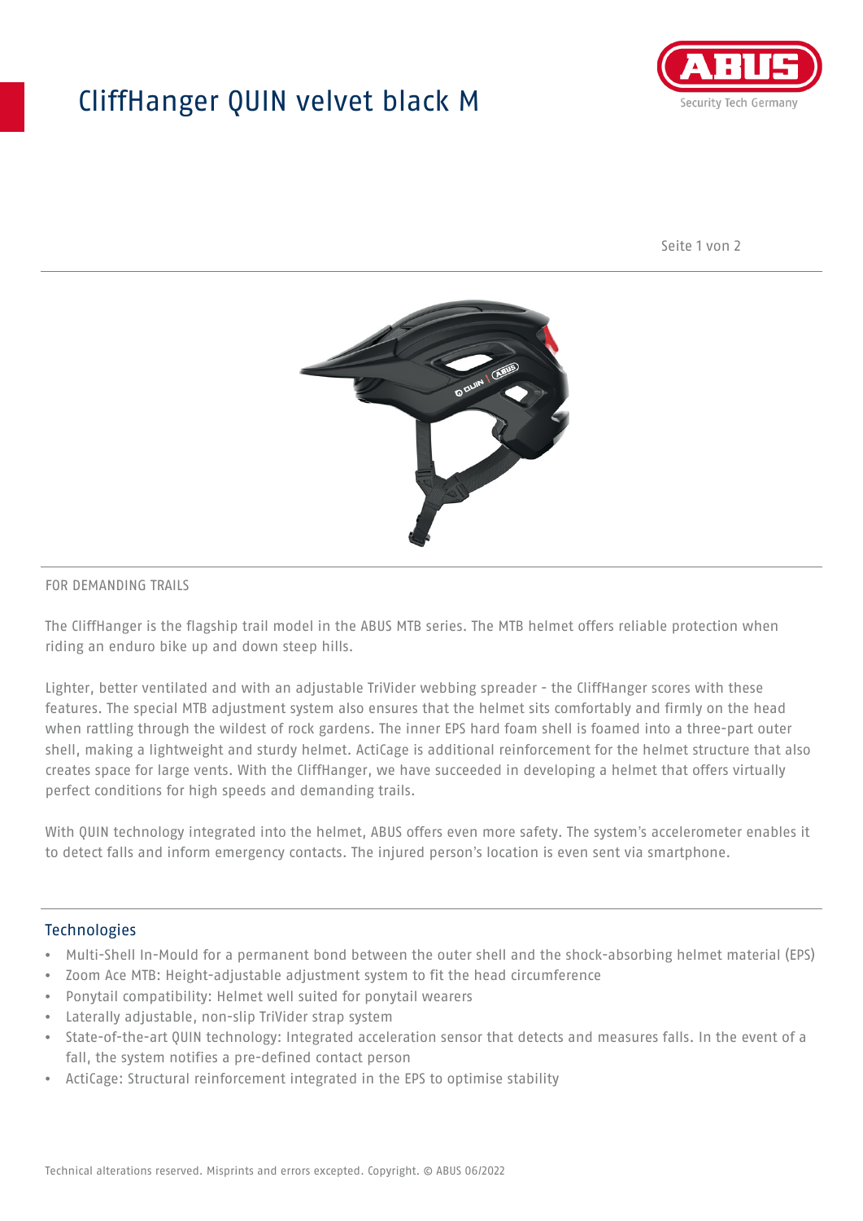# CliffHanger QUIN velvet black M

FOR DEMANDING TRAILS

The CliffHanger is the flagship trail model in the ABUS MTB series. The MTB helmet offers reliable protection when riding an enduro bike up and down steep hills.

Lighter, better ventilated and with an adjustable TriVider webbing spreader - the CliffHanger scores with these features. The special MTB adjustment system also ensures that the helmet sits comfortably and firmly on the head when rattling through the wildest of rock gardens. The inner EPS hard foam shell is foamed into a three-part outer shell, making a lightweight and sturdy helmet. ActiCage is additional reinforcement for the helmet structure that also creates space for large vents. With the CliffHanger, we have succeeded in developing a helmet that offers virtually perfect conditions for high speeds and demanding trails.

With QUIN technology integrated into the helmet, ABUS offers even more safety. The system's accelerometer enables it to detect falls and inform emergency contacts. The injured person's location is even sent via smartphone.

## Technologies

- Multi-Shell In-Mould for a permanent bond between the outer shell and the shock-absorbing helmet material (EPS)
- Zoom Ace MTB: Height-adjustable adjustment system to fit the head circumference
- Ponytail compatibility: Helmet well suited for ponytail wearers
- Laterally adjustable, non-slip TriVider strap system
- State-of-the-art QUIN technology: Integrated acceleration sensor that detects and measures falls. In the event of a fall, the system notifies a pre-defined contact person
- ActiCage: Structural reinforcement integrated in the EPS to optimise stability

Technical alterations reserved. Misprints and errors excepted. Copyright. © ABUS 06/2022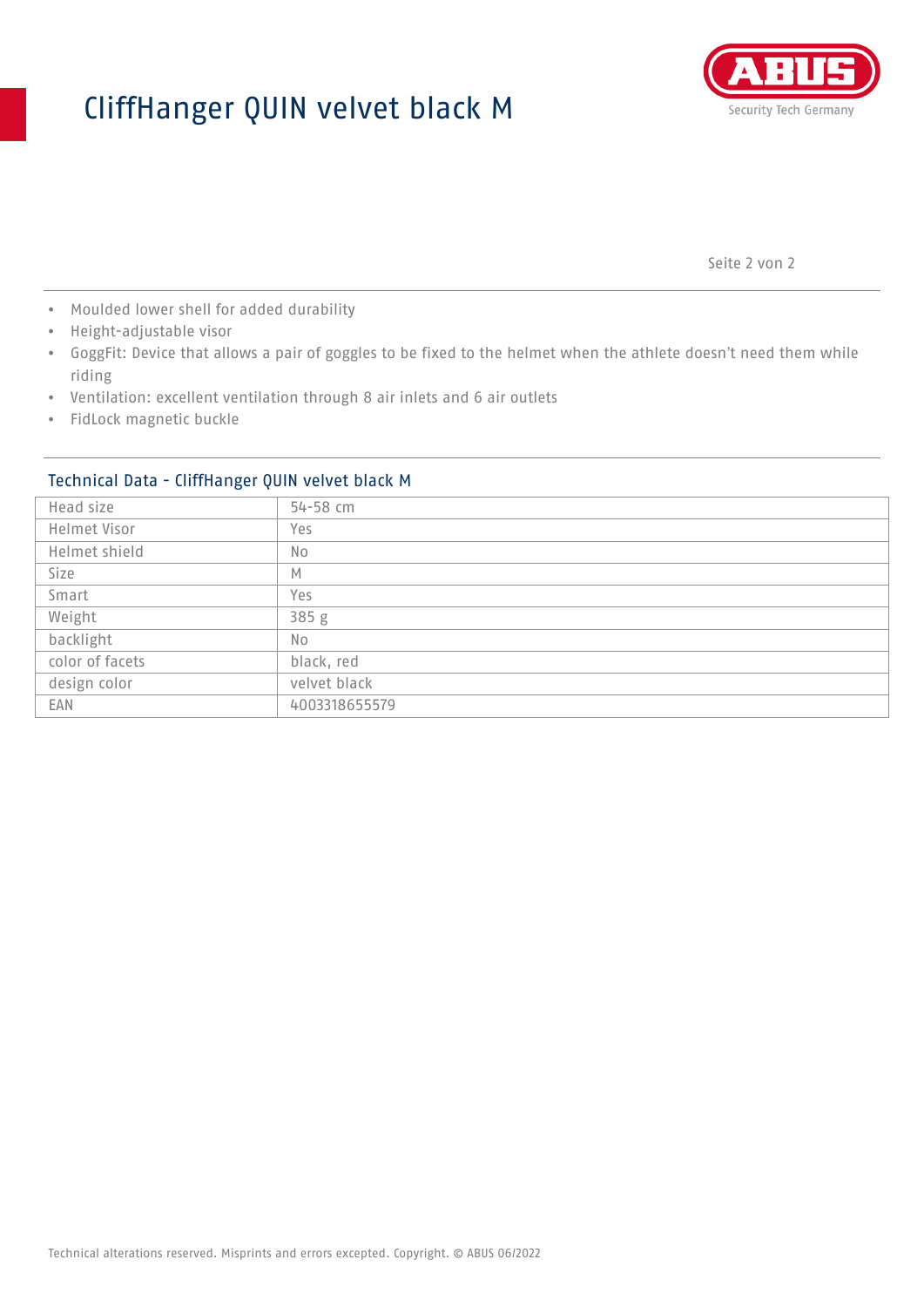# CliffHanger QUIN velvet black M

- Moulded lower shell for added durability
- Height-adjustable visor
- GoggFit: Device that allows a pair of goggles to be fixed to the helmet when the athlete doesn’t need them while riding
- Ventilation: excellent ventilation through 8 air inlets and 6 air outlets
- FidLock magnetic buckle

## Technical Data - CliffHanger QUIN velvet black M

| | |
|---|---|
| Head size | 54-58 cm |
| Helmet Visor | Yes |
| Helmet shield | No |
| Size | M |
| Smart | Yes |
| Weight | 385 g |
| backlight | No |
| color of facets | black, red |
| design color | velvet black |
| EAN | 4003318655579 |

Technical alterations reserved. Misprints and errors excepted. Copyright. © ABUS 06/2022